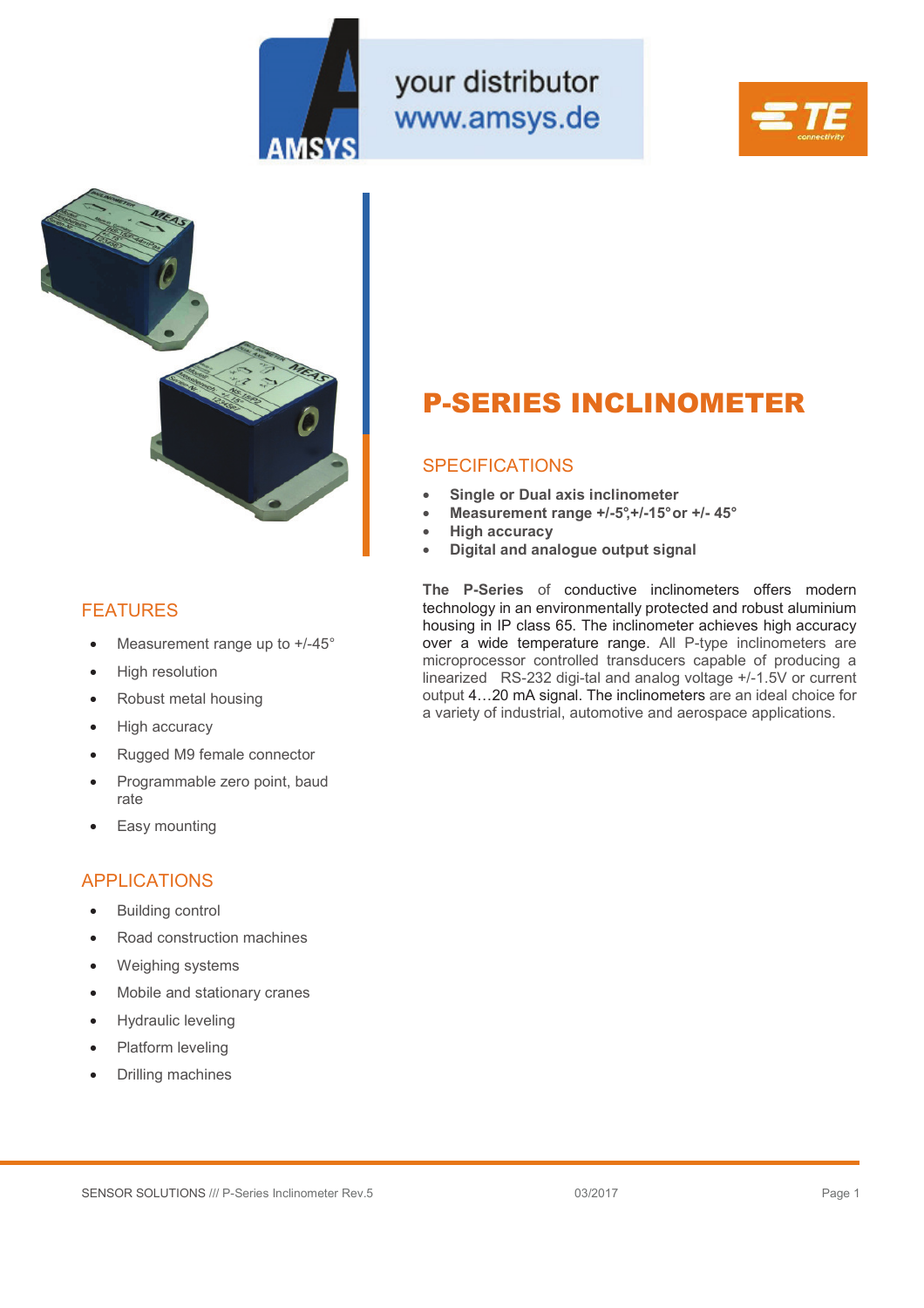your distributor
www.amsys.de

# P-SERIES INCLINOMETER

## SPECIFICATIONS

- **Single or Dual axis inclinometer**
- **Measurement range +/-5°,+/-15° or +/- 45°**
- **High accuracy**
- **Digital and analogue output signal**

**The P-Series** of conductive inclinometers offers modern technology in an environmentally protected and robust aluminium housing in IP class 65. The inclinometer achieves high accuracy over a wide temperature range. All P-type inclinometers are microprocessor controlled transducers capable of producing a linearized RS-232 digi-tal and analog voltage +/-1.5V or current output 4…20 mA signal. The inclinometers are an ideal choice for a variety of industrial, automotive and aerospace applications.

## FEATURES

- Measurement range up to +/-45°
- High resolution
- Robust metal housing
- High accuracy
- Rugged M9 female connector
- Programmable zero point, baud rate
- Easy mounting

## APPLICATIONS

- Building control
- Road construction machines
- Weighing systems
- Mobile and stationary cranes
- Hydraulic leveling
- Platform leveling
- Drilling machines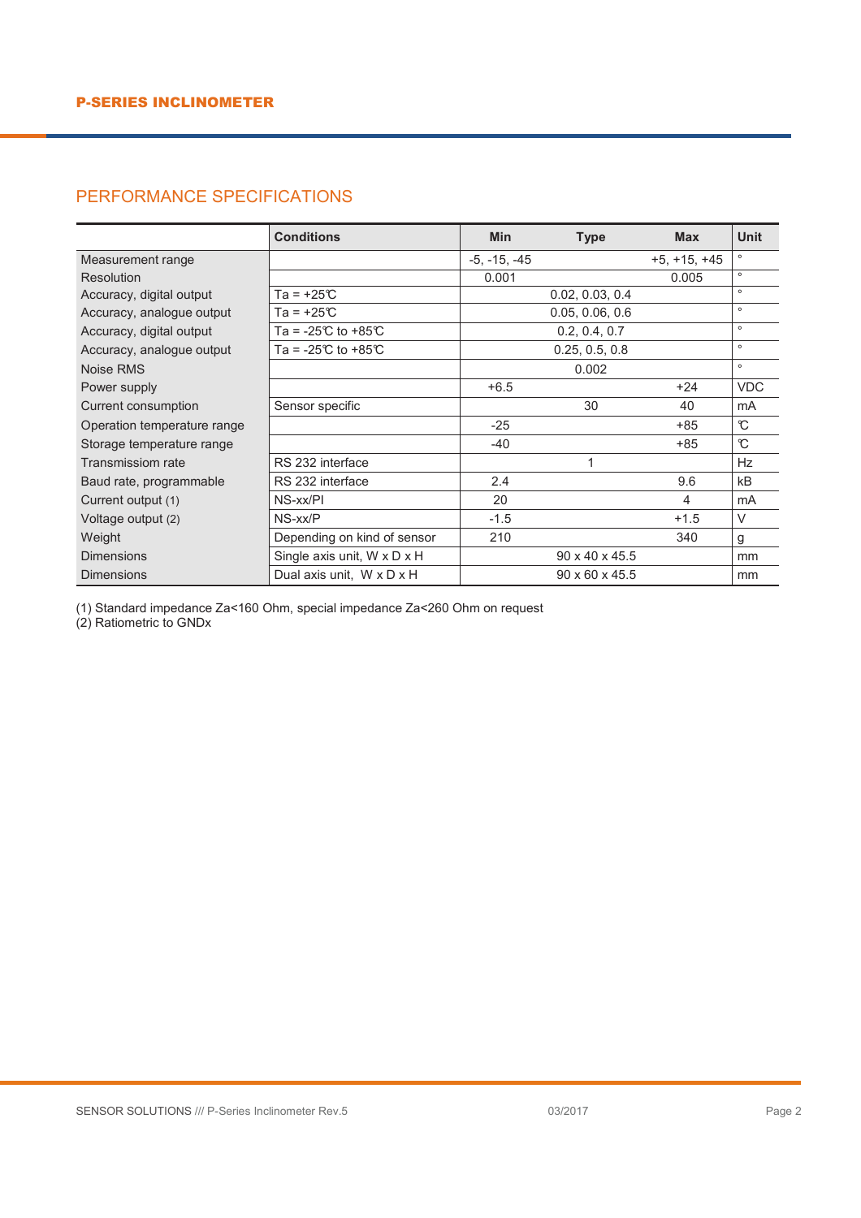## PERFORMANCE SPECIFICATIONS

| | Conditions | Min | Type | Max | Unit |
|---|---|---|---|---|---|
| Measurement range | | -5, -15, -45 | | +5, +15, +45 | ° |
| Resolution | | 0.001 | | 0.005 | ° |
| Accuracy, digital output | Ta = +25℃ | | 0.02, 0.03, 0.4 | | ° |
| Accuracy, analogue output | Ta = +25℃ | | 0.05, 0.06, 0.6 | | ° |
| Accuracy, digital output | Ta = -25℃ to +85℃ | | 0.2, 0.4, 0.7 | | ° |
| Accuracy, analogue output | Ta = -25℃ to +85℃ | | 0.25, 0.5, 0.8 | | ° |
| Noise RMS | | | 0.002 | | ° |
| Power supply | | +6.5 | | +24 | VDC |
| Current consumption | Sensor specific | | 30 | 40 | mA |
| Operation temperature range | | -25 | | +85 | ℃ |
| Storage temperature range | | -40 | | +85 | ℃ |
| Transmission rate | RS 232 interface | | 1 | | Hz |
| Baud rate, programmable | RS 232 interface | 2.4 | | 9.6 | kB |
| Current output (1) | NS-xx/PI | 20 | | 4 | mA |
| Voltage output (2) | NS-xx/P | -1.5 | | +1.5 | V |
| Weight | Depending on kind of sensor | 210 | | 340 | g |
| Dimensions | Single axis unit, W x D x H | | 90 x 40 x 45.5 | | mm |
| Dimensions | Dual axis unit, W x D x H | | 90 x 60 x 45.5 | | mm |

(1) Standard impedance Za<160 Ohm, special impedance Za<260 Ohm on request
(2) Ratiometric to GNDx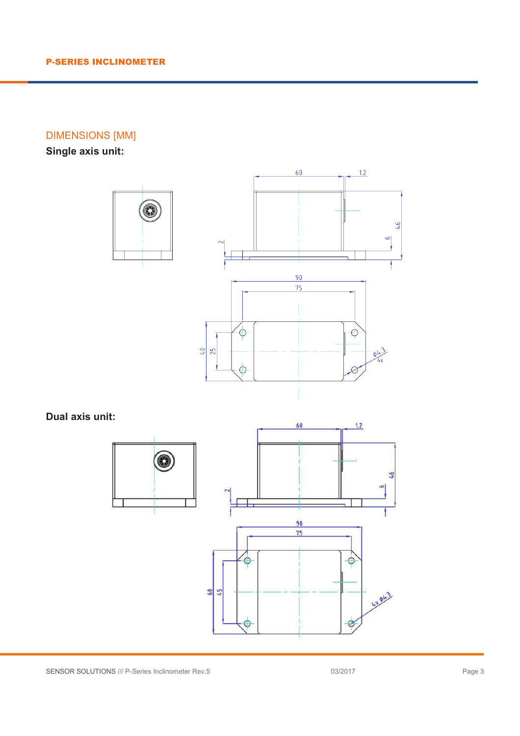## DIMENSIONS [MM]

**Single axis unit:**

**Dual axis unit:**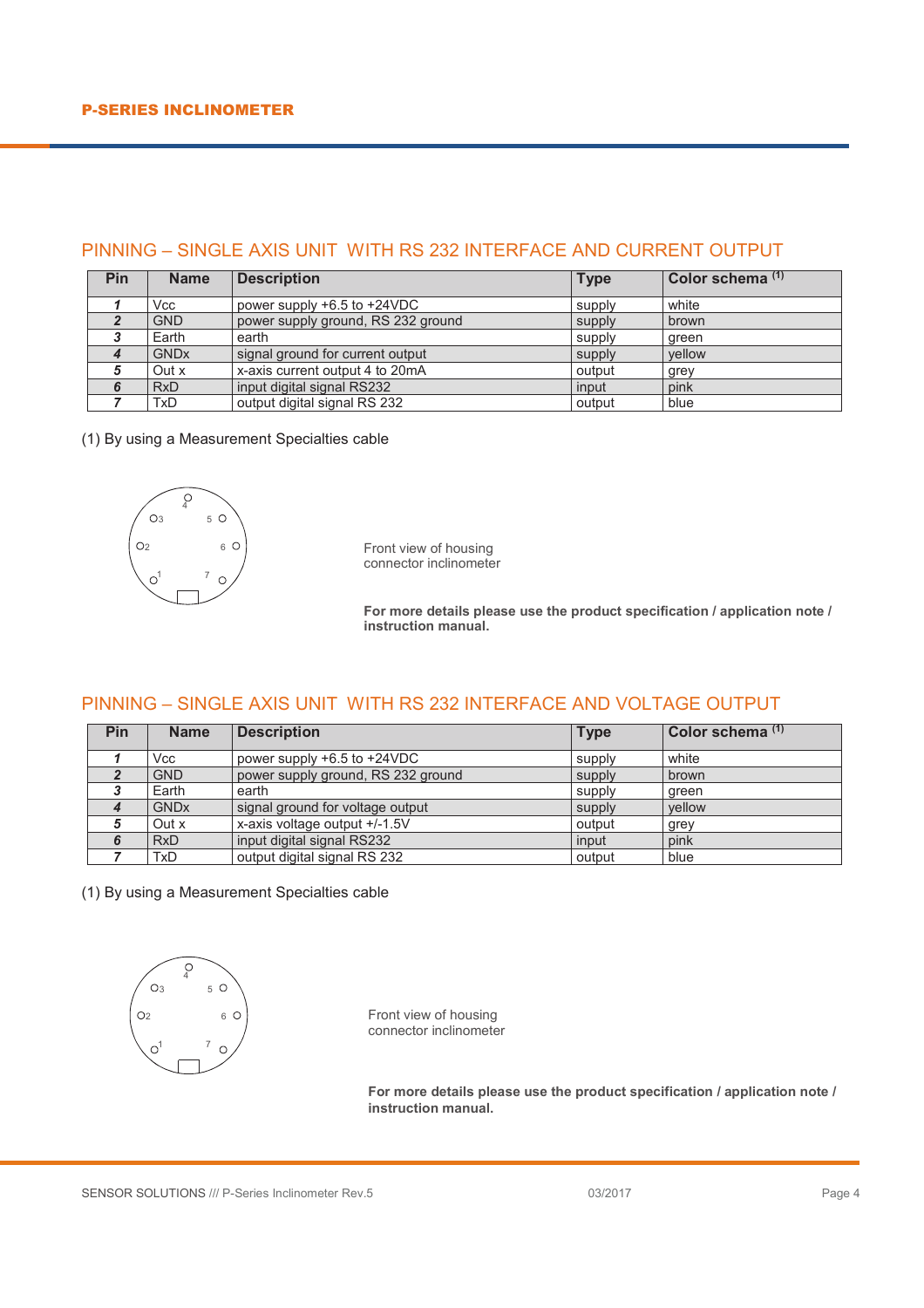## PINNING – SINGLE AXIS UNIT WITH RS 232 INTERFACE AND CURRENT OUTPUT

| Pin | Name | Description | Type | Color schema (1) |
|---|---|---|---|---|
| 1 | Vcc | power supply +6.5 to +24VDC | supply | white |
| 2 | GND | power supply ground, RS 232 ground | supply | brown |
| 3 | Earth | earth | supply | green |
| 4 | GNDx | signal ground for current output | supply | yellow |
| 5 | Out x | x-axis current output 4 to 20mA | output | grey |
| 6 | RxD | input digital signal RS232 | input | pink |
| 7 | TxD | output digital signal RS 232 | output | blue |

(1) By using a Measurement Specialties cable

4
3
5
2
6
1
7

Front view of housing
connector inclinometer

**For more details please use the product specification / application note / instruction manual.**

## PINNING – SINGLE AXIS UNIT WITH RS 232 INTERFACE AND VOLTAGE OUTPUT

| Pin | Name | Description | Type | Color schema (1) |
|---|---|---|---|---|
| 1 | Vcc | power supply +6.5 to +24VDC | supply | white |
| 2 | GND | power supply ground, RS 232 ground | supply | brown |
| 3 | Earth | earth | supply | green |
| 4 | GNDx | signal ground for voltage output | supply | yellow |
| 5 | Out x | x-axis voltage output +/-1.5V | output | grey |
| 6 | RxD | input digital signal RS232 | input | pink |
| 7 | TxD | output digital signal RS 232 | output | blue |

(1) By using a Measurement Specialties cable

4
3
5
2
6
1
7

Front view of housing
connector inclinometer

**For more details please use the product specification / application note / instruction manual.**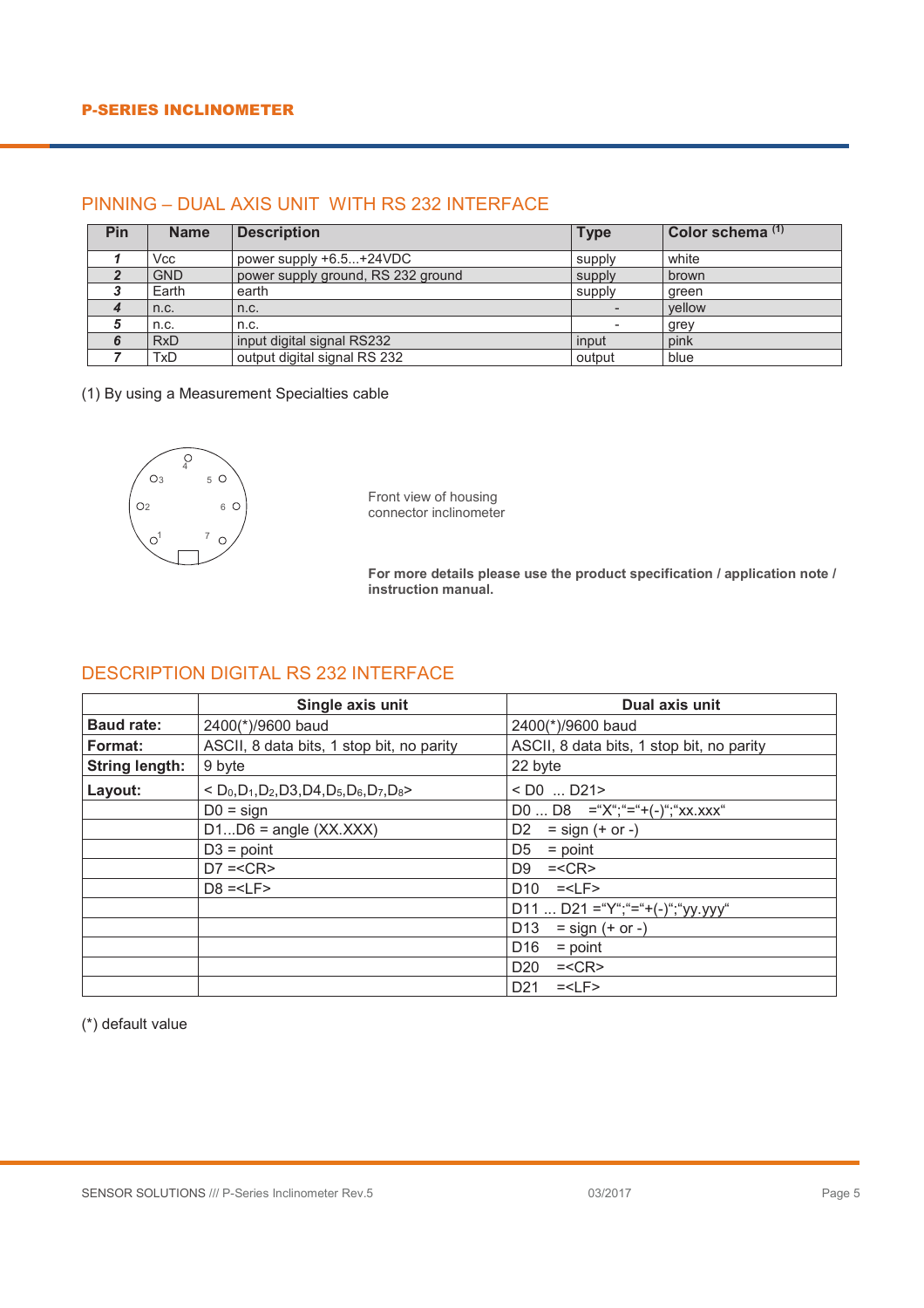## PINNING – DUAL AXIS UNIT WITH RS 232 INTERFACE

| Pin | Name | Description | Type | Color schema (1) |
|---|---|---|---|---|
| *1* | Vcc | power supply +6.5...+24VDC | supply | white |
| *2* | GND | power supply ground, RS 232 ground | supply | brown |
| *3* | Earth | earth | supply | green |
| *4* | n.c. | n.c. | - | yellow |
| *5* | n.c. | n.c. | - | grey |
| *6* | RxD | input digital signal RS232 | input | pink |
| *7* | TxD | output digital signal RS 232 | output | blue |

(1) By using a Measurement Specialties cable

4
3
5
2
6
1
7

Front view of housing connector inclinometer

**For more details please use the product specification / application note / instruction manual.**

## DESCRIPTION DIGITAL RS 232 INTERFACE

| | Single axis unit | Dual axis unit |
|---|---|---|
| **Baud rate:** | 2400(*)/9600 baud | 2400(*)/9600 baud |
| **Format:** | ASCII, 8 data bits, 1 stop bit, no parity | ASCII, 8 data bits, 1 stop bit, no parity |
| **String length:** | 9 byte | 22 byte |
| **Layout:** | < $D_0$,$D_1$,$D_2$,D3,D4,$D_5$,$D_6$,$D_7$,$D_8$> | < D0 ... D21> |
| | D0 = sign | D0 ... D8 ="X";"="+(-)";"xx.xxx" |
| | D1...D6 = angle (XX.XXX) | D2 = sign (+ or -) |
| | D3 = point | D5 = point |
| | D7 =<CR> | D9 =<CR> |
| | D8 =<LF> | D10 =<LF> |
| | | D11 ... D21 ="Y";"="+(-)";"yy.yyy" |
| | | D13 = sign (+ or -) |
| | | D16 = point |
| | | D20 =<CR> |
| | | D21 =<LF> |

(*) default value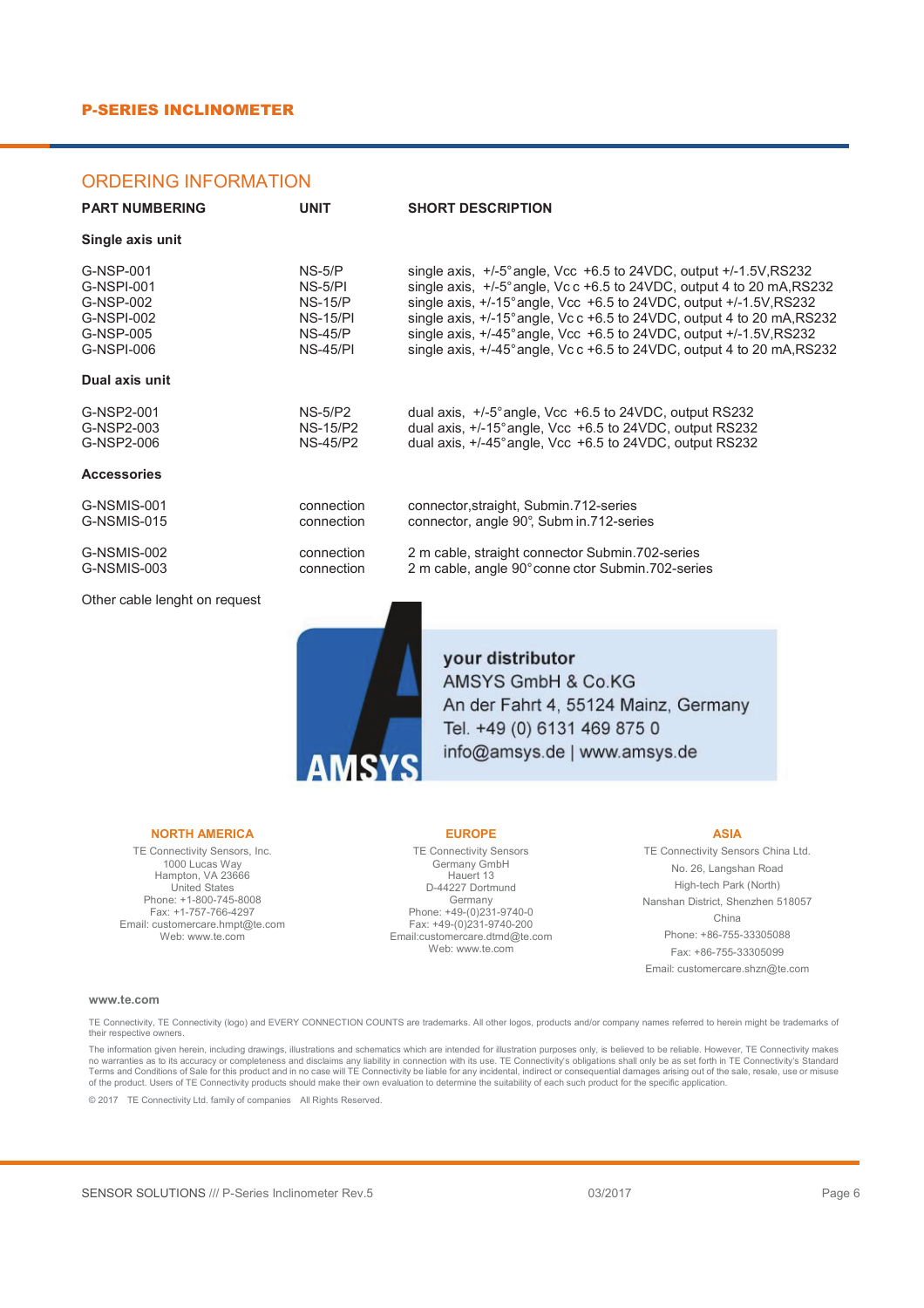## ORDERING INFORMATION

| PART NUMBERING | UNIT | SHORT DESCRIPTION |
|---|---|---|
| **Single axis unit** | | |
| G-NSP-001 | NS-5/P | single axis, +/-5° angle, Vcc +6.5 to 24VDC, output +/-1.5V,RS232 |
| G-NSPI-001 | NS-5/PI | single axis, +/-5° angle, Vcc +6.5 to 24VDC, output 4 to 20 mA,RS232 |
| G-NSP-002 | NS-15/P | single axis, +/-15° angle, Vcc +6.5 to 24VDC, output +/-1.5V,RS232 |
| G-NSPI-002 | NS-15/PI | single axis, +/-15° angle, Vcc +6.5 to 24VDC, output 4 to 20 mA,RS232 |
| G-NSP-005 | NS-45/P | single axis, +/-45° angle, Vcc +6.5 to 24VDC, output +/-1.5V,RS232 |
| G-NSPI-006 | NS-45/PI | single axis, +/-45° angle, Vcc +6.5 to 24VDC, output 4 to 20 mA,RS232 |
| **Dual axis unit** | | |
| G-NSP2-001 | NS-5/P2 | dual axis, +/-5° angle, Vcc +6.5 to 24VDC, output RS232 |
| G-NSP2-003 | NS-15/P2 | dual axis, +/-15° angle, Vcc +6.5 to 24VDC, output RS232 |
| G-NSP2-006 | NS-45/P2 | dual axis, +/-45° angle, Vcc +6.5 to 24VDC, output RS232 |
| **Accessories** | | |
| G-NSMIS-001 | connection | connector,straight, Submin.712-series |
| G-NSMIS-015 | connection | connector, angle 90°, Submin.712-series |
| G-NSMIS-002 | connection | 2 m cable, straight connector Submin.702-series |
| G-NSMIS-003 | connection | 2 m cable, angle 90° connector Submin.702-series |

Other cable lenght on request

**your distributor**
AMSYS GmbH & Co.KG
An der Fahrt 4, 55124 Mainz, Germany
Tel. +49 (0) 6131 469 875 0
info@amsys.de | www.amsys.de

**NORTH AMERICA**
TE Connectivity Sensors, Inc.
1000 Lucas Way
Hampton, VA 23666
United States
Phone: +1-800-745-8008
Fax: +1-757-766-4297
Email: customercare.hmpt@te.com
Web: www.te.com

**EUROPE**
TE Connectivity Sensors
Germany GmbH
Hauert 13
D-44227 Dortmund
Germany
Phone: +49-(0)231-9740-0
Fax: +49-(0)231-9740-200
Email:customercare.dtmd@te.com
Web: www.te.com

**ASIA**
TE Connectivity Sensors China Ltd.
No. 26, Langshan Road
High-tech Park (North)
Nanshan District, Shenzhen 518057
China
Phone: +86-755-33305088
Fax: +86-755-33305099
Email: customercare.shzn@te.com

**www.te.com**

TE Connectivity, TE Connectivity (logo) and EVERY CONNECTION COUNTS are trademarks. All other logos, products and/or company names referred to herein might be trademarks of their respective owners.

The information given herein, including drawings, illustrations and schematics which are intended for illustration purposes only, is believed to be reliable. However, TE Connectivity makes no warranties as to its accuracy or completeness and disclaims any liability in connection with its use. TE Connectivity's obligations shall only be as set forth in TE Connectivity's Standard Terms and Conditions of Sale for this product and in no case will TE Connectivity be liable for any incidental, indirect or consequential damages arising out of the sale, resale, use or misuse of the product. Users of TE Connectivity products should make their own evaluation to determine the suitability of each such product for the specific application.

© 2017 TE Connectivity Ltd. family of companies All Rights Reserved.